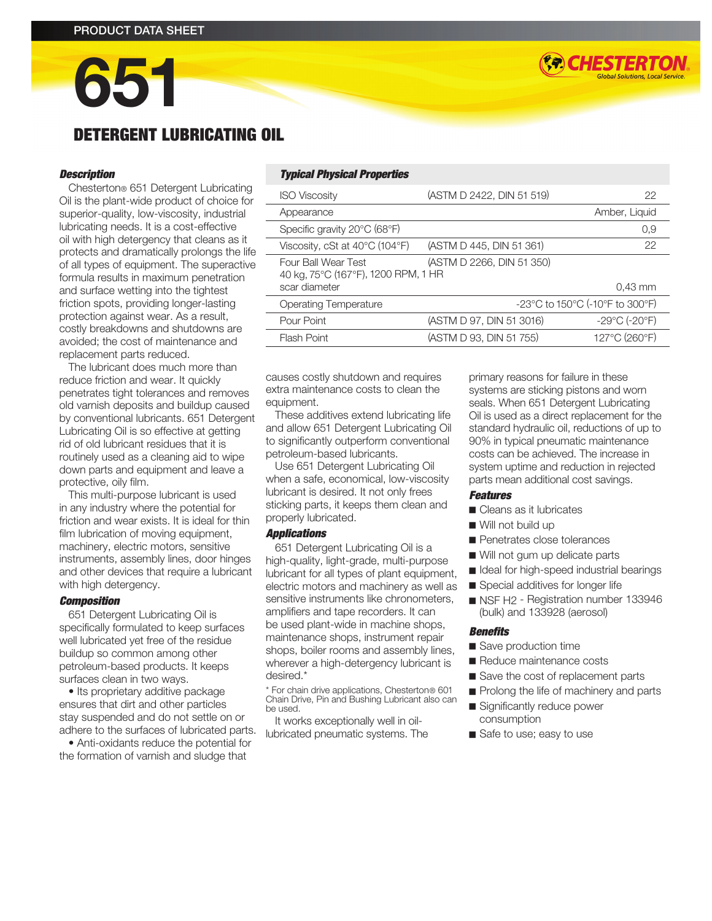PRODUCT DATA SHEET

# 651

CHESTERTON
Global Solutions, Local Service.

## DETERGENT LUBRICATING OIL

### *Description*

Chesterton® 651 Detergent Lubricating Oil is the plant-wide product of choice for superior-quality, low-viscosity, industrial lubricating needs. It is a cost-effective oil with high detergency that cleans as it protects and dramatically prolongs the life of all types of equipment. The superactive formula results in maximum penetration and surface wetting into the tightest friction spots, providing longer-lasting protection against wear. As a result, costly breakdowns and shutdowns are avoided; the cost of maintenance and replacement parts reduced.

The lubricant does much more than reduce friction and wear. It quickly penetrates tight tolerances and removes old varnish deposits and buildup caused by conventional lubricants. 651 Detergent Lubricating Oil is so effective at getting rid of old lubricant residues that it is routinely used as a cleaning aid to wipe down parts and equipment and leave a protective, oily film.

This multi-purpose lubricant is used in any industry where the potential for friction and wear exists. It is ideal for thin film lubrication of moving equipment, machinery, electric motors, sensitive instruments, assembly lines, door hinges and other devices that require a lubricant with high detergency.

### *Composition*

651 Detergent Lubricating Oil is specifically formulated to keep surfaces well lubricated yet free of the residue buildup so common among other petroleum-based products. It keeps surfaces clean in two ways.

- Its proprietary additive package ensures that dirt and other particles stay suspended and do not settle on or adhere to the surfaces of lubricated parts.
- Anti-oxidants reduce the potential for the formation of varnish and sludge that causes costly shutdown and requires extra maintenance costs to clean the equipment.

These additives extend lubricating life and allow 651 Detergent Lubricating Oil to significantly outperform conventional petroleum-based lubricants.

Use 651 Detergent Lubricating Oil when a safe, economical, low-viscosity lubricant is desired. It not only frees sticking parts, it keeps them clean and properly lubricated.

### *Applications*

651 Detergent Lubricating Oil is a high-quality, light-grade, multi-purpose lubricant for all types of plant equipment, electric motors and machinery as well as sensitive instruments like chronometers, amplifiers and tape recorders. It can be used plant-wide in machine shops, maintenance shops, instrument repair shops, boiler rooms and assembly lines, wherever a high-detergency lubricant is desired.*

\* For chain drive applications, Chesterton® 601 Chain Drive, Pin and Bushing Lubricant also can be used.

It works exceptionally well in oil-lubricated pneumatic systems. The primary reasons for failure in these systems are sticking pistons and worn seals. When 651 Detergent Lubricating Oil is used as a direct replacement for the standard hydraulic oil, reductions of up to 90% in typical pneumatic maintenance costs can be achieved. The increase in system uptime and reduction in rejected parts mean additional cost savings.

### *Typical Physical Properties*

| | | |
|---|---|---|
| ISO Viscosity | (ASTM D 2422, DIN 51 519) | 22 |
| Appearance | | Amber, Liquid |
| Specific gravity 20°C (68°F) | | 0,9 |
| Viscosity, cSt at 40°C (104°F) | (ASTM D 445, DIN 51 361) | 22 |
| Four Ball Wear Test 40 kg, 75°C (167°F), 1200 RPM, 1 HR scar diameter | (ASTM D 2266, DIN 51 350) | 0,43 mm |
| Operating Temperature | | -23°C to 150°C (-10°F to 300°F) |
| Pour Point | (ASTM D 97, DIN 51 3016) | -29°C (-20°F) |
| Flash Point | (ASTM D 93, DIN 51 755) | 127°C (260°F) |

### *Features*

- Cleans as it lubricates
- Will not build up
- Penetrates close tolerances
- Will not gum up delicate parts
- Ideal for high-speed industrial bearings
- Special additives for longer life
- NSF H2 - Registration number 133946 (bulk) and 133928 (aerosol)

### *Benefits*

- Save production time
- Reduce maintenance costs
- Save the cost of replacement parts
- Prolong the life of machinery and parts
- Significantly reduce power consumption
- Safe to use; easy to use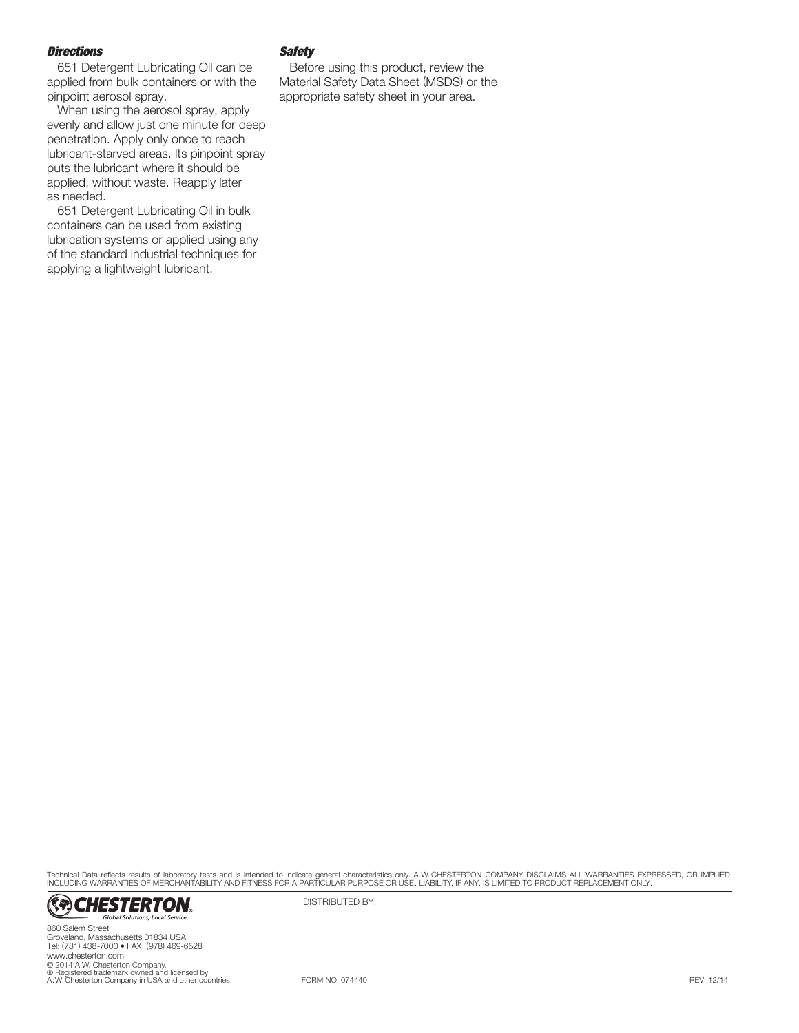### *Directions*

651 Detergent Lubricating Oil can be applied from bulk containers or with the pinpoint aerosol spray.

When using the aerosol spray, apply evenly and allow just one minute for deep penetration. Apply only once to reach lubricant-starved areas. Its pinpoint spray puts the lubricant where it should be applied, without waste. Reapply later as needed.

651 Detergent Lubricating Oil in bulk containers can be used from existing lubrication systems or applied using any of the standard industrial techniques for applying a lightweight lubricant.

### *Safety*

Before using this product, review the Material Safety Data Sheet (MSDS) or the appropriate safety sheet in your area.

Technical Data reflects results of laboratory tests and is intended to indicate general characteristics only. A.W. CHESTERTON COMPANY DISCLAIMS ALL WARRANTIES EXPRESSED, OR IMPLIED, INCLUDING WARRANTIES OF MERCHANTABILITY AND FITNESS FOR A PARTICULAR PURPOSE OR USE. LIABILITY, IF ANY, IS LIMITED TO PRODUCT REPLACEMENT ONLY.

**CHESTERTON**
Global Solutions, Local Service.

860 Salem Street
Groveland, Massachusetts 01834 USA
Tel: (781) 438-7000 • FAX: (978) 469-6528
www.chesterton.com
© 2014 A.W. Chesterton Company.
® Registered trademark owned and licensed by
A.W. Chesterton Company in USA and other countries.

DISTRIBUTED BY:

FORM NO. 074440

REV. 12/14